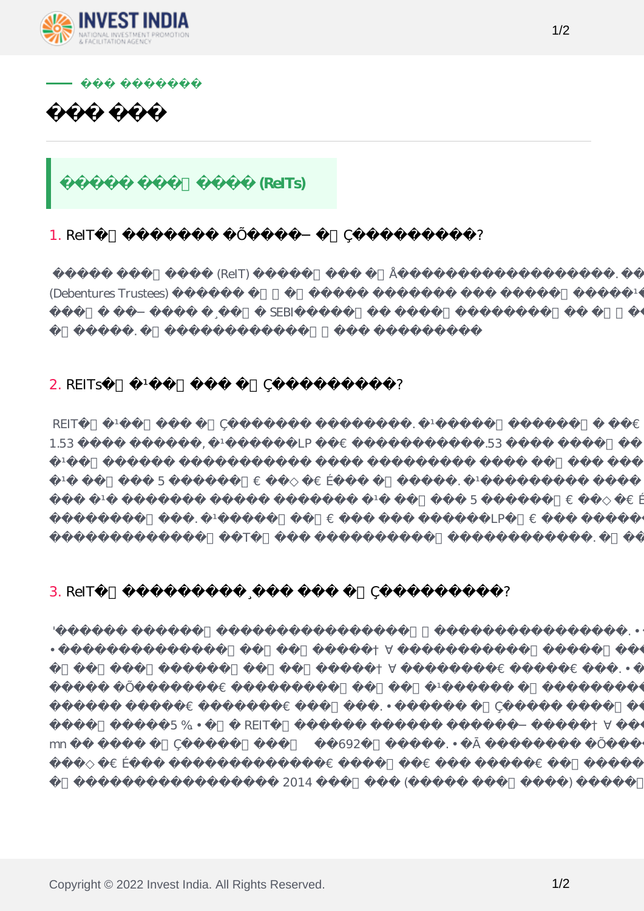

|                               |                                 | (Rell's)                                                                                    |                                                        |                                                              |                                                            |                                                      |
|-------------------------------|---------------------------------|---------------------------------------------------------------------------------------------|--------------------------------------------------------|--------------------------------------------------------------|------------------------------------------------------------|------------------------------------------------------|
|                               |                                 |                                                                                             |                                                        |                                                              |                                                            |                                                      |
| $1.$ ReIT                     |                                 |                                                                                             | $\ddot{?}$                                             |                                                              |                                                            |                                                      |
| $\, ,$                        | (ReIT)<br>(Debentures Trustees) | <b>SEBI</b><br>${\it SEBI}$                                                                 |                                                        |                                                              | 1993                                                       | <b>SEBI</b>                                          |
| 2. REITs                      |                                 |                                                                                             | $\boldsymbol{?}$                                       |                                                              |                                                            |                                                      |
| <b>REIT</b><br>$1.53\,$       | $\overline{\phantom{a}}$        | ${\rm LLP}$                                                                                 | $\$$ 1.53 $\,$                                         |                                                              |                                                            | $\mathsf S$                                          |
|                               | $\mathbf 5$<br><b>REIT</b>      |                                                                                             | $\overline{5}$<br>${\rm LLP}$                          |                                                              |                                                            | $\boldsymbol{2}$                                     |
| 3. ReIT                       |                                 |                                                                                             |                                                        | $\tilde{?}$                                                  |                                                            |                                                      |
| $\,$ $\,$<br>$\sqrt{2}$<br>mn | 1<br>$15\,\%$ $\bullet$         | Γ<br>$\sqrt{2}$<br>$\cdot$ $\bullet$<br>$\ddot{\phantom{1}}$<br><b>REIT</b><br>US \$307,692 | $\,1$<br>$\sqrt{2}$<br>$5\,\%$<br>$\ddot{\phantom{1}}$ | $\ddot{\phantom{1}}$<br>Γ<br>$\mathsf{I}$<br>$\cdot$ $\cdot$ | $\ddot{\phantom{0}}$<br>$\mathsf{I}$<br>$25\,\%$ $\bullet$ | ۰<br><b>REIT</b><br><b>US \$15.38</b><br>$\mathbf 5$ |
|                               |                                 | 2014<br>${\it SEBI}$ (                                                                      | $\boldsymbol{2}$                                       |                                                              | 4(d)<br>$\overline{4}$                                     |                                                      |